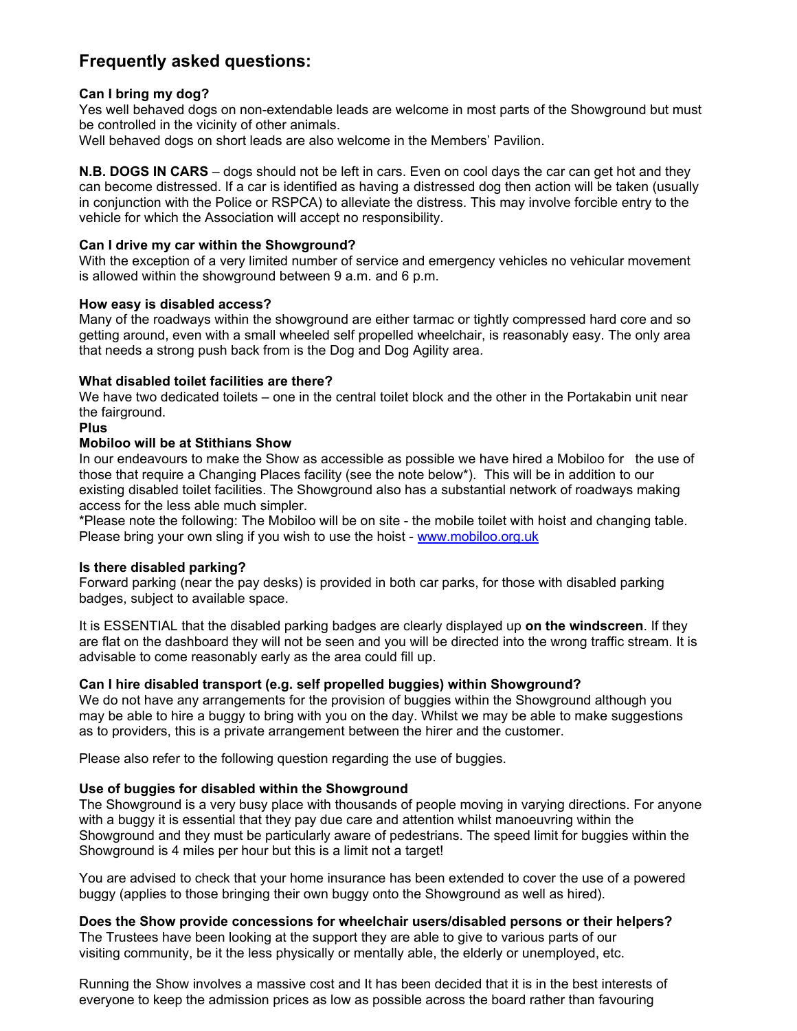## Frequently asked questions:

### Can I bring my dog?

Yes well behaved dogs on non-extendable leads are welcome in most parts of the Showground but must be controlled in the vicinity of other animals.

Well behaved dogs on short leads are also welcome in the Members' Pavilion.

**N.B. DOGS IN CARS** – dogs should not be left in cars. Even on cool days the car can get hot and they can become distressed. If a car is identified as having a distressed dog then action will be taken (usually in conjunction with the Police or RSPCA) to alleviate the distress. This may involve forcible entry to the vehicle for which the Association will accept no responsibility.

### Can I drive my car within the Showground?

With the exception of a very limited number of service and emergency vehicles no vehicular movement is allowed within the showground between 9 a.m. and 6 p.m.

### How easy is disabled access?

Many of the roadways within the showground are either tarmac or tightly compressed hard core and so getting around, even with a small wheeled self propelled wheelchair, is reasonably easy. The only area that needs a strong push back from is the Dog and Dog Agility area.

### What disabled toilet facilities are there?

We have two dedicated toilets – one in the central toilet block and the other in the Portakabin unit near the fairground.

**Plus**

**Mobiloo will be at Stithians Show**

In our endeavours to make the Show as accessible as possible we have hired a Mobiloo for the use of those that require a Changing Places facility (see the note below*). This will be in addition to our existing disabled toilet facilities. The Showground also has a substantial network of roadways making access for the less able much simpler.

*Please note the following: The Mobiloo will be on site - the mobile toilet with hoist and changing table. Please bring your own sling if you wish to use the hoist - [www.mobiloo.org.uk](http://www.mobiloo.org.uk)

### Is there disabled parking?

Forward parking (near the pay desks) is provided in both car parks, for those with disabled parking badges, subject to available space.

It is ESSENTIAL that the disabled parking badges are clearly displayed up **on the windscreen**. If they are flat on the dashboard they will not be seen and you will be directed into the wrong traffic stream. It is advisable to come reasonably early as the area could fill up.

### Can I hire disabled transport (e.g. self propelled buggies) within Showground?

We do not have any arrangements for the provision of buggies within the Showground although you may be able to hire a buggy to bring with you on the day. Whilst we may be able to make suggestions as to providers, this is a private arrangement between the hirer and the customer.

Please also refer to the following question regarding the use of buggies.

### Use of buggies for disabled within the Showground

The Showground is a very busy place with thousands of people moving in varying directions. For anyone with a buggy it is essential that they pay due care and attention whilst manoeuvring within the Showground and they must be particularly aware of pedestrians. The speed limit for buggies within the Showground is 4 miles per hour but this is a limit not a target!

You are advised to check that your home insurance has been extended to cover the use of a powered buggy (applies to those bringing their own buggy onto the Showground as well as hired).

### Does the Show provide concessions for wheelchair users/disabled persons or their helpers?

The Trustees have been looking at the support they are able to give to various parts of our visiting community, be it the less physically or mentally able, the elderly or unemployed, etc.

Running the Show involves a massive cost and It has been decided that it is in the best interests of everyone to keep the admission prices as low as possible across the board rather than favouring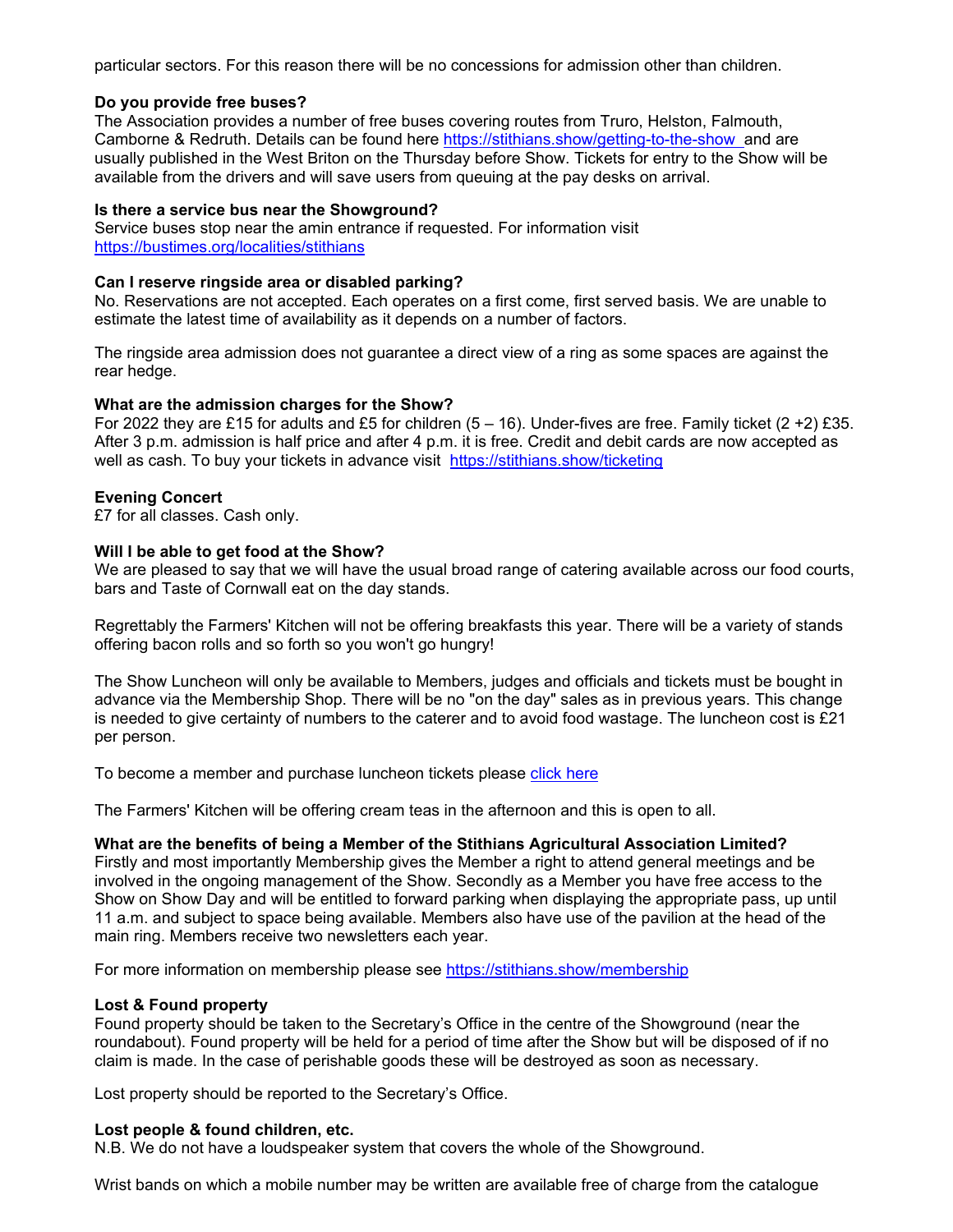particular sectors. For this reason there will be no concessions for admission other than children.

**Do you provide free buses?**

The Association provides a number of free buses covering routes from Truro, Helston, Falmouth, Camborne & Redruth. Details can be found here https://stithians.show/getting-to-the-show and are usually published in the West Briton on the Thursday before Show. Tickets for entry to the Show will be available from the drivers and will save users from queuing at the pay desks on arrival.

**Is there a service bus near the Showground?**

Service buses stop near the amin entrance if requested. For information visit https://bustimes.org/localities/stithians

**Can I reserve ringside area or disabled parking?**

No. Reservations are not accepted. Each operates on a first come, first served basis. We are unable to estimate the latest time of availability as it depends on a number of factors.

The ringside area admission does not guarantee a direct view of a ring as some spaces are against the rear hedge.

**What are the admission charges for the Show?**

For 2022 they are £15 for adults and £5 for children (5 – 16). Under-fives are free. Family ticket (2 +2) £35. After 3 p.m. admission is half price and after 4 p.m. it is free. Credit and debit cards are now accepted as well as cash. To buy your tickets in advance visit https://stithians.show/ticketing

**Evening Concert**

£7 for all classes. Cash only.

**Will I be able to get food at the Show?**

We are pleased to say that we will have the usual broad range of catering available across our food courts, bars and Taste of Cornwall eat on the day stands.

Regrettably the Farmers' Kitchen will not be offering breakfasts this year. There will be a variety of stands offering bacon rolls and so forth so you won't go hungry!

The Show Luncheon will only be available to Members, judges and officials and tickets must be bought in advance via the Membership Shop. There will be no "on the day" sales as in previous years. This change is needed to give certainty of numbers to the caterer and to avoid food wastage. The luncheon cost is £21 per person.

To become a member and purchase luncheon tickets please click here

The Farmers' Kitchen will be offering cream teas in the afternoon and this is open to all.

**What are the benefits of being a Member of the Stithians Agricultural Association Limited?**

Firstly and most importantly Membership gives the Member a right to attend general meetings and be involved in the ongoing management of the Show. Secondly as a Member you have free access to the Show on Show Day and will be entitled to forward parking when displaying the appropriate pass, up until 11 a.m. and subject to space being available. Members also have use of the pavilion at the head of the main ring. Members receive two newsletters each year.

For more information on membership please see https://stithians.show/membership

**Lost & Found property**

Found property should be taken to the Secretary's Office in the centre of the Showground (near the roundabout). Found property will be held for a period of time after the Show but will be disposed of if no claim is made. In the case of perishable goods these will be destroyed as soon as necessary.

Lost property should be reported to the Secretary's Office.

**Lost people & found children, etc.**

N.B. We do not have a loudspeaker system that covers the whole of the Showground.

Wrist bands on which a mobile number may be written are available free of charge from the catalogue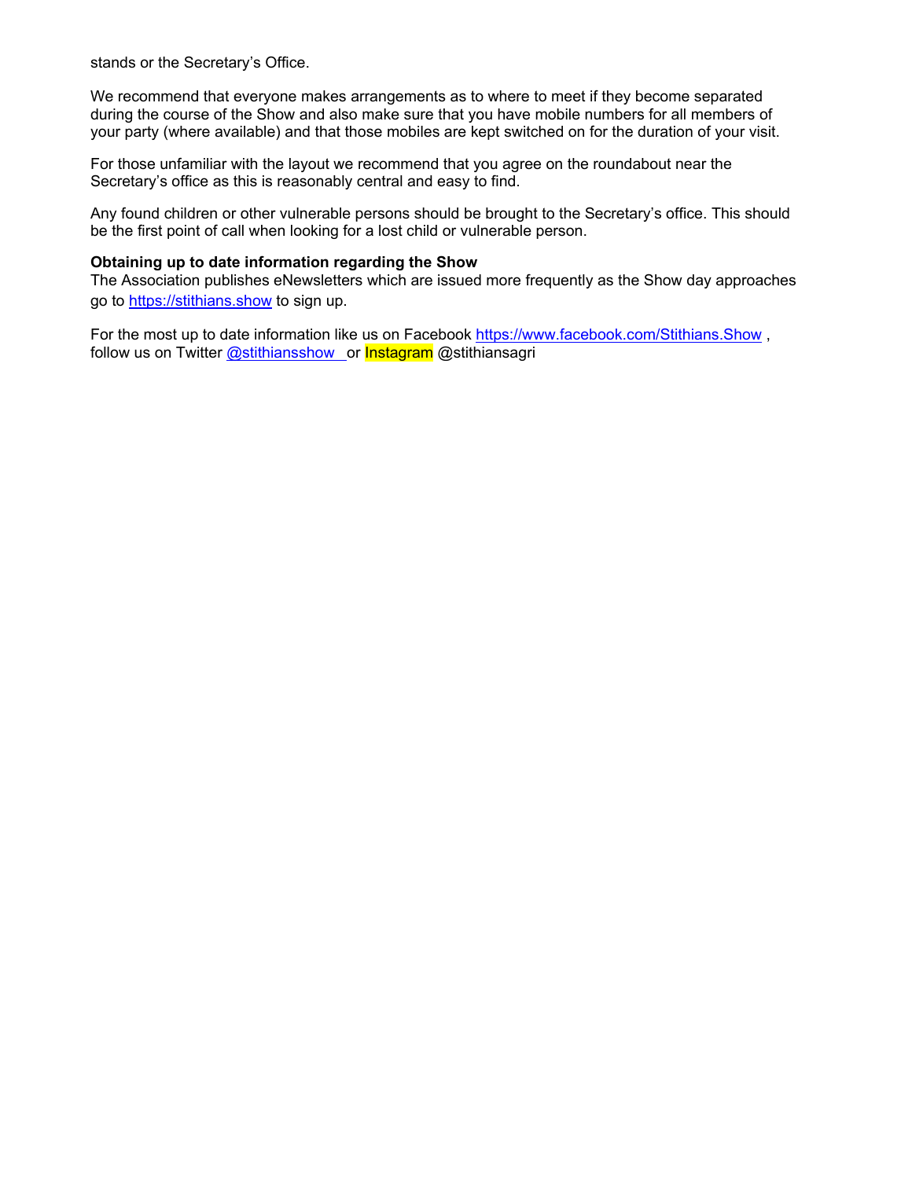stands or the Secretary's Office.

We recommend that everyone makes arrangements as to where to meet if they become separated during the course of the Show and also make sure that you have mobile numbers for all members of your party (where available) and that those mobiles are kept switched on for the duration of your visit.

For those unfamiliar with the layout we recommend that you agree on the roundabout near the Secretary's office as this is reasonably central and easy to find.

Any found children or other vulnerable persons should be brought to the Secretary's office. This should be the first point of call when looking for a lost child or vulnerable person.

**Obtaining up to date information regarding the Show**

The Association publishes eNewsletters which are issued more frequently as the Show day approaches go to https://stithians.show to sign up.

For the most up to date information like us on Facebook https://www.facebook.com/Stithians.Show , follow us on Twitter @stithiansshow or Instagram @stithiansagri